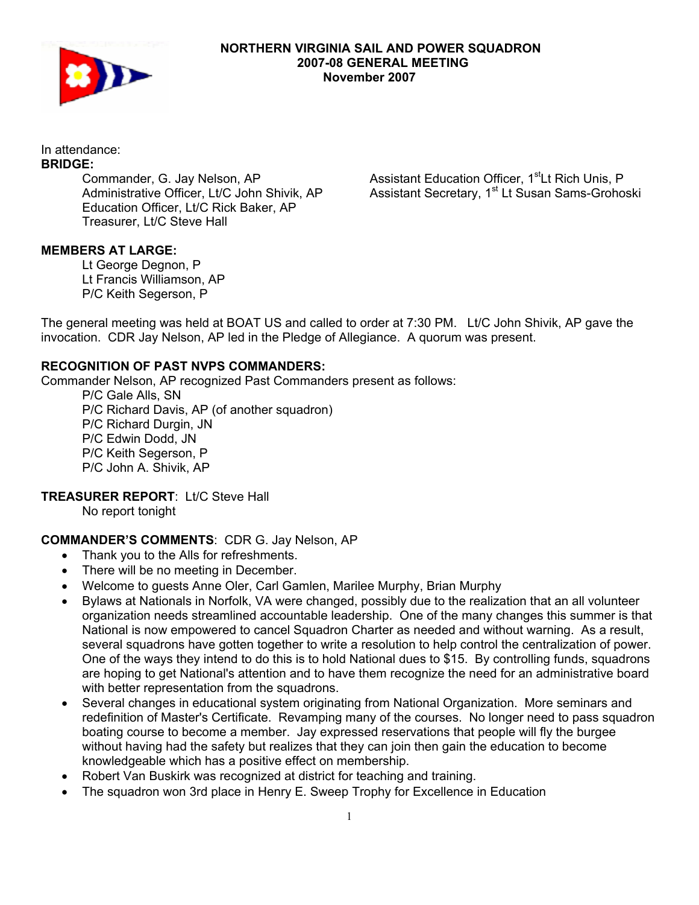# NORTHERN VIRGINIA SAIL AND POWER SQUADRON
## 2007-08 GENERAL MEETING
### November 2007

In attendance:

**BRIDGE:**

- Commander, G. Jay Nelson, AP
- Administrative Officer, Lt/C John Shivik, AP
- Education Officer, Lt/C Rick Baker, AP
- Treasurer, Lt/C Steve Hall
- Assistant Education Officer, 1st Lt Rich Unis, P
- Assistant Secretary, 1st Lt Susan Sams-Grohoski

**MEMBERS AT LARGE:**

- Lt George Degnon, P
- Lt Francis Williamson, AP
- P/C Keith Segerson, P

The general meeting was held at BOAT US and called to order at 7:30 PM. Lt/C John Shivik, AP gave the invocation. CDR Jay Nelson, AP led in the Pledge of Allegiance. A quorum was present.

**RECOGNITION OF PAST NVPS COMMANDERS:**

Commander Nelson, AP recognized Past Commanders present as follows:

- P/C Gale Alls, SN
- P/C Richard Davis, AP (of another squadron)
- P/C Richard Durgin, JN
- P/C Edwin Dodd, JN
- P/C Keith Segerson, P
- P/C John A. Shivik, AP

**TREASURER REPORT**: Lt/C Steve Hall

No report tonight

**COMMANDER'S COMMENTS**: CDR G. Jay Nelson, AP

- Thank you to the Alls for refreshments.
- There will be no meeting in December.
- Welcome to guests Anne Oler, Carl Gamlen, Marilee Murphy, Brian Murphy
- Bylaws at Nationals in Norfolk, VA were changed, possibly due to the realization that an all volunteer organization needs streamlined accountable leadership. One of the many changes this summer is that National is now empowered to cancel Squadron Charter as needed and without warning. As a result, several squadrons have gotten together to write a resolution to help control the centralization of power. One of the ways they intend to do this is to hold National dues to $15. By controlling funds, squadrons are hoping to get National's attention and to have them recognize the need for an administrative board with better representation from the squadrons.
- Several changes in educational system originating from National Organization. More seminars and redefinition of Master's Certificate. Revamping many of the courses. No longer need to pass squadron boating course to become a member. Jay expressed reservations that people will fly the burgee without having had the safety but realizes that they can join then gain the education to become knowledgeable which has a positive effect on membership.
- Robert Van Buskirk was recognized at district for teaching and training.
- The squadron won 3rd place in Henry E. Sweep Trophy for Excellence in Education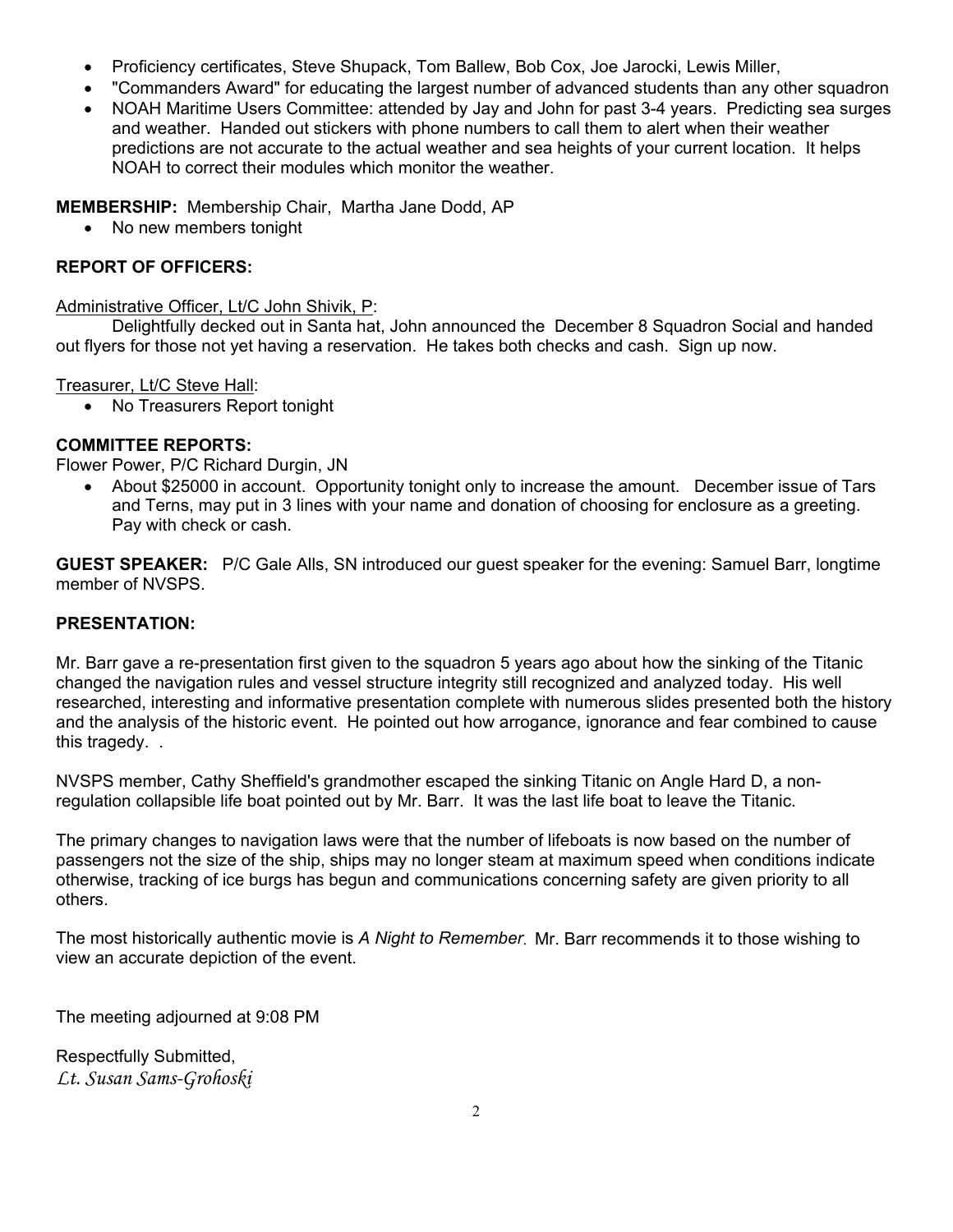- Proficiency certificates, Steve Shupack, Tom Ballew, Bob Cox, Joe Jarocki, Lewis Miller,
- "Commanders Award" for educating the largest number of advanced students than any other squadron
- NOAH Maritime Users Committee: attended by Jay and John for past 3-4 years. Predicting sea surges and weather. Handed out stickers with phone numbers to call them to alert when their weather predictions are not accurate to the actual weather and sea heights of your current location. It helps NOAH to correct their modules which monitor the weather.

**MEMBERSHIP:** Membership Chair, Martha Jane Dodd, AP

- No new members tonight

**REPORT OF OFFICERS:**

Administrative Officer, Lt/C John Shivik, P:

Delightfully decked out in Santa hat, John announced the December 8 Squadron Social and handed out flyers for those not yet having a reservation. He takes both checks and cash. Sign up now.

Treasurer, Lt/C Steve Hall:

- No Treasurers Report tonight

**COMMITTEE REPORTS:**

Flower Power, P/C Richard Durgin, JN

- About $25000 in account. Opportunity tonight only to increase the amount. December issue of Tars and Terns, may put in 3 lines with your name and donation of choosing for enclosure as a greeting. Pay with check or cash.

**GUEST SPEAKER:** P/C Gale Alls, SN introduced our guest speaker for the evening: Samuel Barr, longtime member of NVSPS.

**PRESENTATION:**

Mr. Barr gave a re-presentation first given to the squadron 5 years ago about how the sinking of the Titanic changed the navigation rules and vessel structure integrity still recognized and analyzed today. His well researched, interesting and informative presentation complete with numerous slides presented both the history and the analysis of the historic event. He pointed out how arrogance, ignorance and fear combined to cause this tragedy. .

NVSPS member, Cathy Sheffield's grandmother escaped the sinking Titanic on Angle Hard D, a non-regulation collapsible life boat pointed out by Mr. Barr. It was the last life boat to leave the Titanic.

The primary changes to navigation laws were that the number of lifeboats is now based on the number of passengers not the size of the ship, ships may no longer steam at maximum speed when conditions indicate otherwise, tracking of ice burgs has begun and communications concerning safety are given priority to all others.

The most historically authentic movie is *A Night to Remember*. Mr. Barr recommends it to those wishing to view an accurate depiction of the event.

The meeting adjourned at 9:08 PM

Respectfully Submitted,
*Lt. Susan Sams-Grohoski*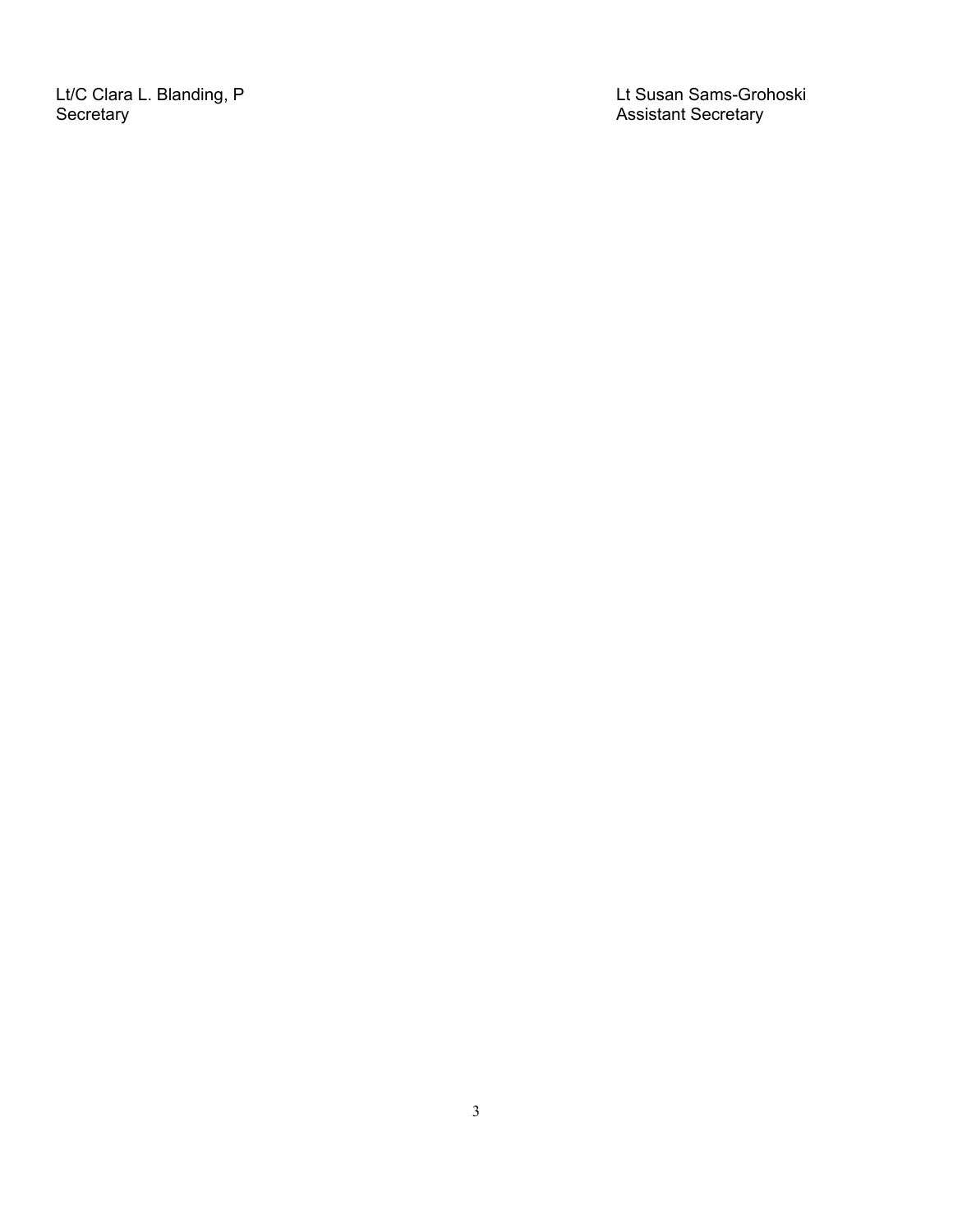Lt/C Clara L. Blanding, P
Secretary

Lt Susan Sams-Grohoski
Assistant Secretary